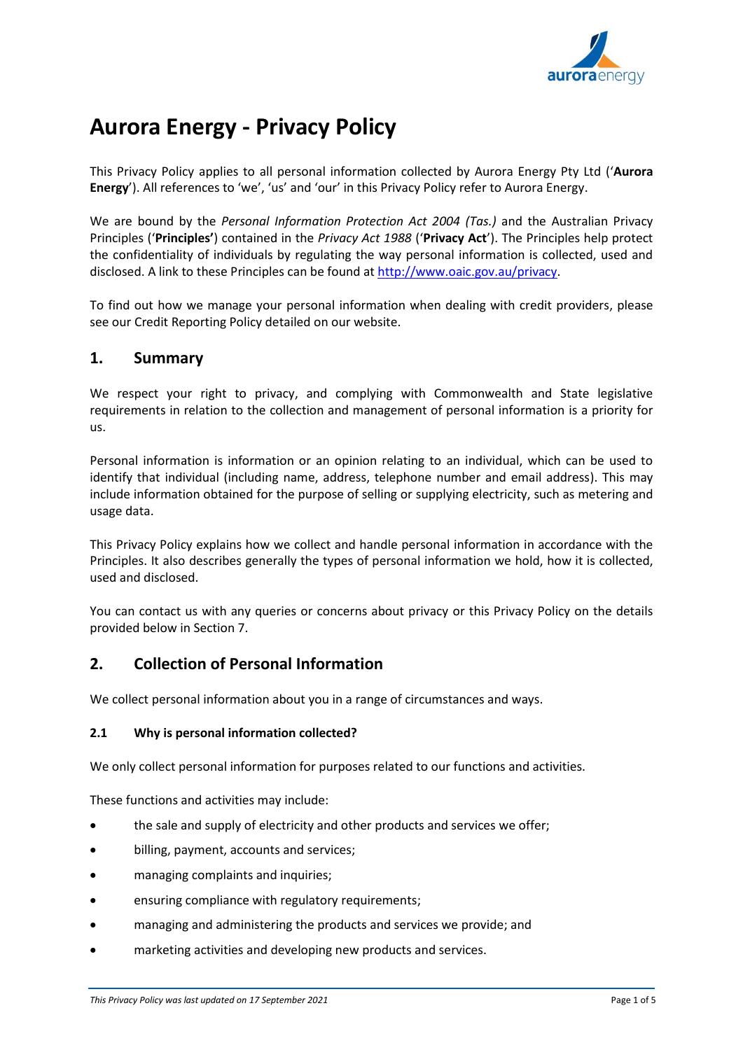# Aurora Energy - Privacy Policy

This Privacy Policy applies to all personal information collected by Aurora Energy Pty Ltd ('**Aurora Energy**'). All references to 'we', 'us' and 'our' in this Privacy Policy refer to Aurora Energy.

We are bound by the *Personal Information Protection Act 2004 (Tas.)* and the Australian Privacy Principles ('**Principles'**) contained in the *Privacy Act 1988* ('**Privacy Act**'). The Principles help protect the confidentiality of individuals by regulating the way personal information is collected, used and disclosed. A link to these Principles can be found at http://www.oaic.gov.au/privacy.

To find out how we manage your personal information when dealing with credit providers, please see our Credit Reporting Policy detailed on our website.

## 1. Summary

We respect your right to privacy, and complying with Commonwealth and State legislative requirements in relation to the collection and management of personal information is a priority for us.

Personal information is information or an opinion relating to an individual, which can be used to identify that individual (including name, address, telephone number and email address). This may include information obtained for the purpose of selling or supplying electricity, such as metering and usage data.

This Privacy Policy explains how we collect and handle personal information in accordance with the Principles. It also describes generally the types of personal information we hold, how it is collected, used and disclosed.

You can contact us with any queries or concerns about privacy or this Privacy Policy on the details provided below in Section 7.

## 2. Collection of Personal Information

We collect personal information about you in a range of circumstances and ways.

### 2.1 Why is personal information collected?

We only collect personal information for purposes related to our functions and activities.

These functions and activities may include:

- the sale and supply of electricity and other products and services we offer;
- billing, payment, accounts and services;
- managing complaints and inquiries;
- ensuring compliance with regulatory requirements;
- managing and administering the products and services we provide; and
- marketing activities and developing new products and services.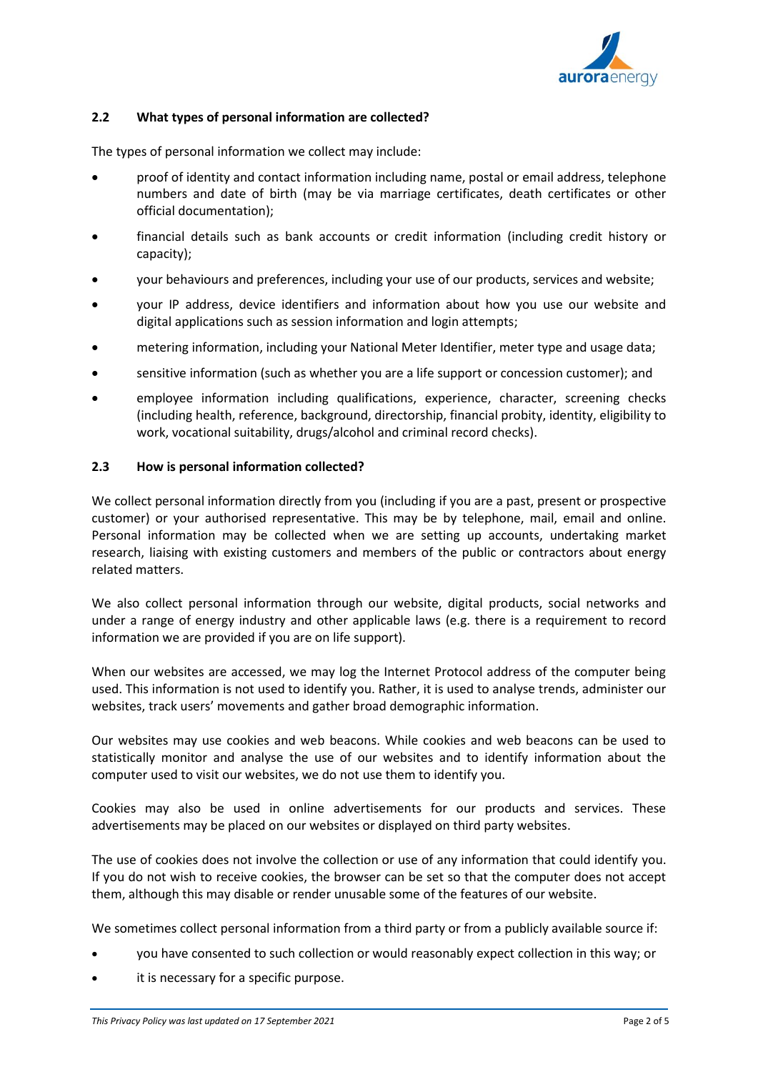### 2.2 What types of personal information are collected?

The types of personal information we collect may include:

- proof of identity and contact information including name, postal or email address, telephone numbers and date of birth (may be via marriage certificates, death certificates or other official documentation);
- financial details such as bank accounts or credit information (including credit history or capacity);
- your behaviours and preferences, including your use of our products, services and website;
- your IP address, device identifiers and information about how you use our website and digital applications such as session information and login attempts;
- metering information, including your National Meter Identifier, meter type and usage data;
- sensitive information (such as whether you are a life support or concession customer); and
- employee information including qualifications, experience, character, screening checks (including health, reference, background, directorship, financial probity, identity, eligibility to work, vocational suitability, drugs/alcohol and criminal record checks).

### 2.3 How is personal information collected?

We collect personal information directly from you (including if you are a past, present or prospective customer) or your authorised representative. This may be by telephone, mail, email and online. Personal information may be collected when we are setting up accounts, undertaking market research, liaising with existing customers and members of the public or contractors about energy related matters.

We also collect personal information through our website, digital products, social networks and under a range of energy industry and other applicable laws (e.g. there is a requirement to record information we are provided if you are on life support).

When our websites are accessed, we may log the Internet Protocol address of the computer being used. This information is not used to identify you. Rather, it is used to analyse trends, administer our websites, track users' movements and gather broad demographic information.

Our websites may use cookies and web beacons. While cookies and web beacons can be used to statistically monitor and analyse the use of our websites and to identify information about the computer used to visit our websites, we do not use them to identify you.

Cookies may also be used in online advertisements for our products and services. These advertisements may be placed on our websites or displayed on third party websites.

The use of cookies does not involve the collection or use of any information that could identify you. If you do not wish to receive cookies, the browser can be set so that the computer does not accept them, although this may disable or render unusable some of the features of our website.

We sometimes collect personal information from a third party or from a publicly available source if:

- you have consented to such collection or would reasonably expect collection in this way; or
- it is necessary for a specific purpose.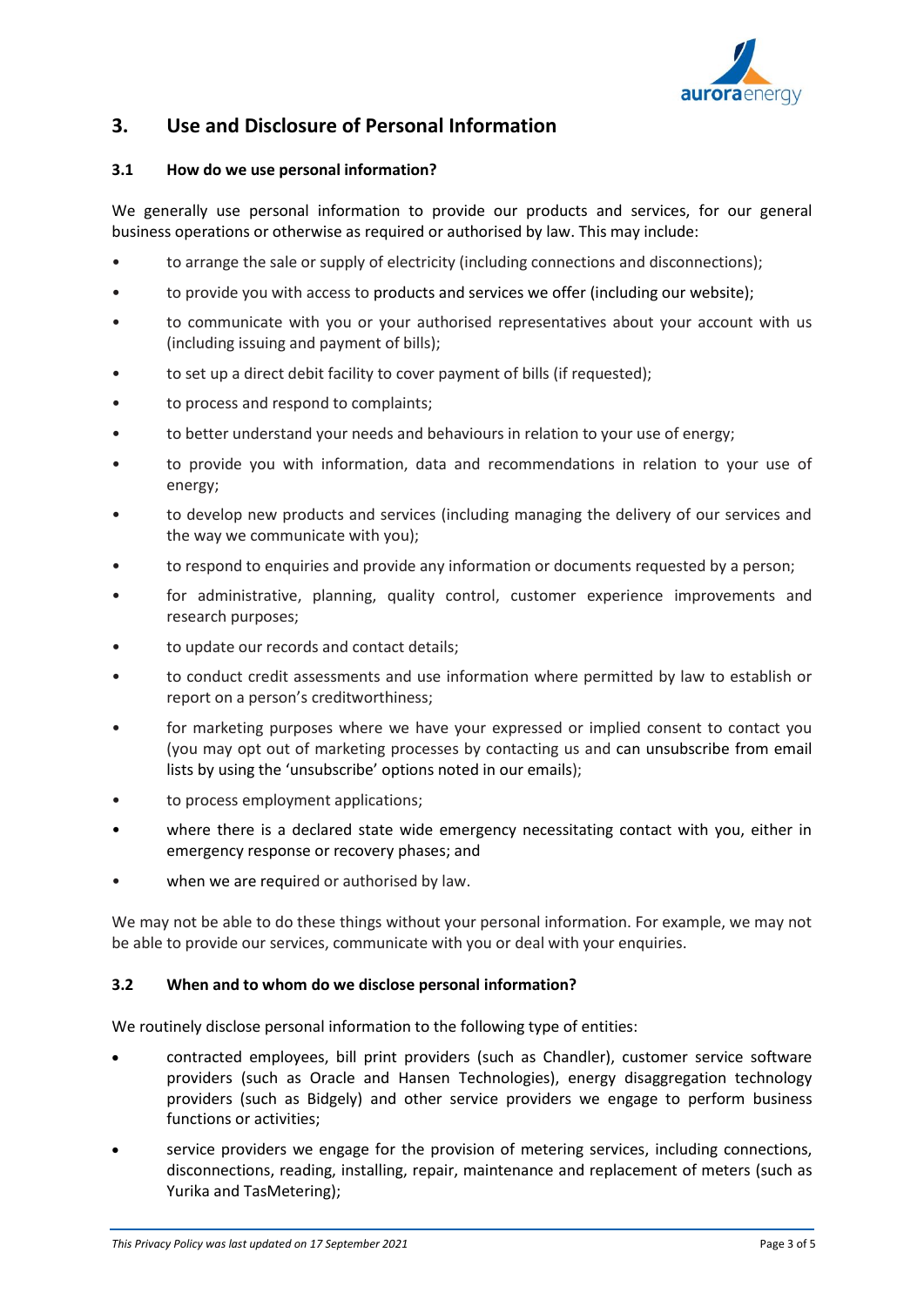## 3. Use and Disclosure of Personal Information

### 3.1 How do we use personal information?

We generally use personal information to provide our products and services, for our general business operations or otherwise as required or authorised by law. This may include:

- to arrange the sale or supply of electricity (including connections and disconnections);
- to provide you with access to products and services we offer (including our website);
- to communicate with you or your authorised representatives about your account with us (including issuing and payment of bills);
- to set up a direct debit facility to cover payment of bills (if requested);
- to process and respond to complaints;
- to better understand your needs and behaviours in relation to your use of energy;
- to provide you with information, data and recommendations in relation to your use of energy;
- to develop new products and services (including managing the delivery of our services and the way we communicate with you);
- to respond to enquiries and provide any information or documents requested by a person;
- for administrative, planning, quality control, customer experience improvements and research purposes;
- to update our records and contact details;
- to conduct credit assessments and use information where permitted by law to establish or report on a person's creditworthiness;
- for marketing purposes where we have your expressed or implied consent to contact you (you may opt out of marketing processes by contacting us and can unsubscribe from email lists by using the 'unsubscribe' options noted in our emails);
- to process employment applications;
- where there is a declared state wide emergency necessitating contact with you, either in emergency response or recovery phases; and
- when we are required or authorised by law.

We may not be able to do these things without your personal information. For example, we may not be able to provide our services, communicate with you or deal with your enquiries.

### 3.2 When and to whom do we disclose personal information?

We routinely disclose personal information to the following type of entities:

- contracted employees, bill print providers (such as Chandler), customer service software providers (such as Oracle and Hansen Technologies), energy disaggregation technology providers (such as Bidgely) and other service providers we engage to perform business functions or activities;
- service providers we engage for the provision of metering services, including connections, disconnections, reading, installing, repair, maintenance and replacement of meters (such as Yurika and TasMetering);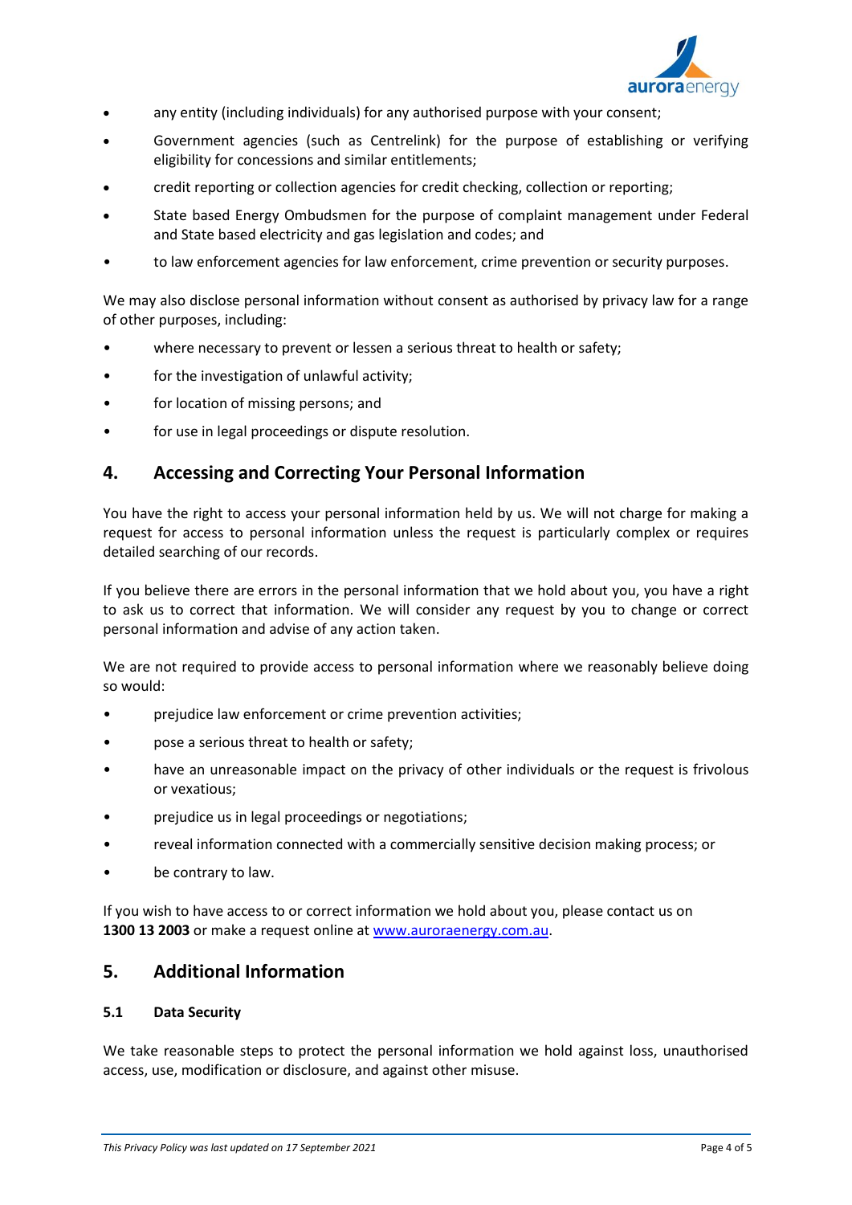- any entity (including individuals) for any authorised purpose with your consent;
- Government agencies (such as Centrelink) for the purpose of establishing or verifying eligibility for concessions and similar entitlements;
- credit reporting or collection agencies for credit checking, collection or reporting;
- State based Energy Ombudsmen for the purpose of complaint management under Federal and State based electricity and gas legislation and codes; and
- to law enforcement agencies for law enforcement, crime prevention or security purposes.

We may also disclose personal information without consent as authorised by privacy law for a range of other purposes, including:

- where necessary to prevent or lessen a serious threat to health or safety;
- for the investigation of unlawful activity;
- for location of missing persons; and
- for use in legal proceedings or dispute resolution.

## 4. Accessing and Correcting Your Personal Information

You have the right to access your personal information held by us. We will not charge for making a request for access to personal information unless the request is particularly complex or requires detailed searching of our records.

If you believe there are errors in the personal information that we hold about you, you have a right to ask us to correct that information. We will consider any request by you to change or correct personal information and advise of any action taken.

We are not required to provide access to personal information where we reasonably believe doing so would:

- prejudice law enforcement or crime prevention activities;
- pose a serious threat to health or safety;
- have an unreasonable impact on the privacy of other individuals or the request is frivolous or vexatious;
- prejudice us in legal proceedings or negotiations;
- reveal information connected with a commercially sensitive decision making process; or
- be contrary to law.

If you wish to have access to or correct information we hold about you, please contact us on **1300 13 2003** or make a request online at [www.auroraenergy.com.au](http://www.auroraenergy.com.au).

## 5. Additional Information

### 5.1 Data Security

We take reasonable steps to protect the personal information we hold against loss, unauthorised access, use, modification or disclosure, and against other misuse.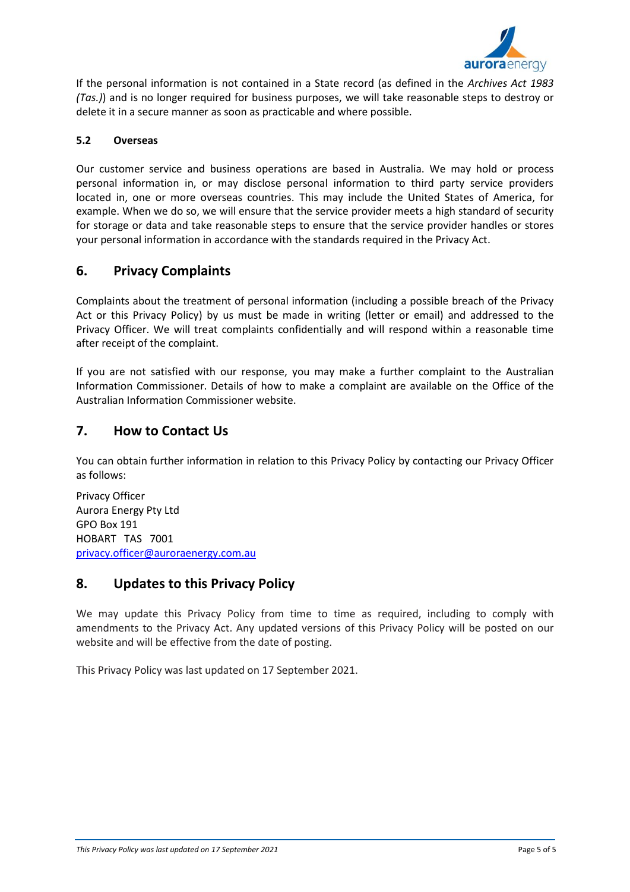If the personal information is not contained in a State record (as defined in the *Archives Act 1983 (Tas.)*) and is no longer required for business purposes, we will take reasonable steps to destroy or delete it in a secure manner as soon as practicable and where possible.

### 5.2 Overseas

Our customer service and business operations are based in Australia. We may hold or process personal information in, or may disclose personal information to third party service providers located in, one or more overseas countries. This may include the United States of America, for example. When we do so, we will ensure that the service provider meets a high standard of security for storage or data and take reasonable steps to ensure that the service provider handles or stores your personal information in accordance with the standards required in the Privacy Act.

## 6. Privacy Complaints

Complaints about the treatment of personal information (including a possible breach of the Privacy Act or this Privacy Policy) by us must be made in writing (letter or email) and addressed to the Privacy Officer. We will treat complaints confidentially and will respond within a reasonable time after receipt of the complaint.

If you are not satisfied with our response, you may make a further complaint to the Australian Information Commissioner. Details of how to make a complaint are available on the Office of the Australian Information Commissioner website.

## 7. How to Contact Us

You can obtain further information in relation to this Privacy Policy by contacting our Privacy Officer as follows:

Privacy Officer
Aurora Energy Pty Ltd
GPO Box 191
HOBART TAS 7001
privacy.officer@auroraenergy.com.au

## 8. Updates to this Privacy Policy

We may update this Privacy Policy from time to time as required, including to comply with amendments to the Privacy Act. Any updated versions of this Privacy Policy will be posted on our website and will be effective from the date of posting.

This Privacy Policy was last updated on 17 September 2021.